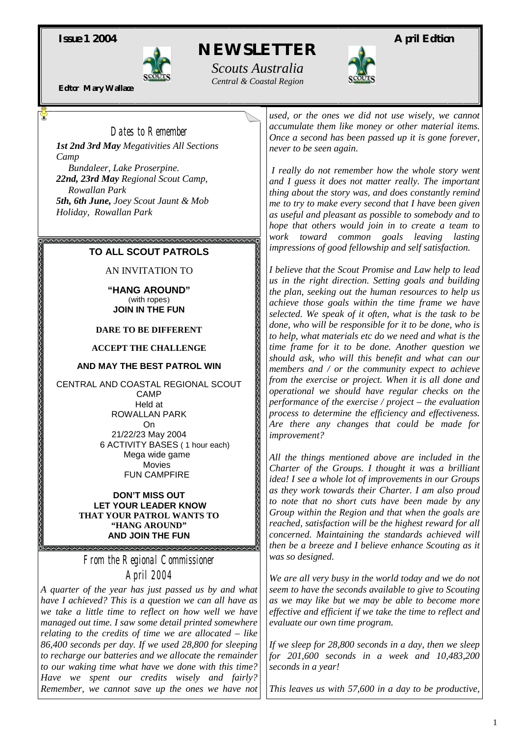**Issue 1 2004** **April Edition**

# NEWSLETTER

*Scouts Australia*

*Central & Coastal Region*

**Editor Mary Wallace**

## Dates to Remember

***1st 2nd 3rd May** Megativities All Sections Camp*
*Bundaleer, Lake Proserpine.*
***22nd, 23rd May** Regional Scout Camp, Rowallan Park*
***5th, 6th June,** Joey Scout Jaunt & Mob Holiday, Rowallan Park*

---

**TO ALL SCOUT PATROLS**

AN INVITATION TO

**"HANG AROUND"**
(with ropes)
**JOIN IN THE FUN**

**DARE TO BE DIFFERENT**

**ACCEPT THE CHALLENGE**

**AND MAY THE BEST PATROL WIN**

CENTRAL AND COASTAL REGIONAL SCOUT CAMP
Held at
ROWALLAN PARK
On
21/22/23 May 2004
6 ACTIVITY BASES ( 1 hour each)
Mega wide game
Movies
FUN CAMPFIRE

**DON'T MISS OUT**
**LET YOUR LEADER KNOW**
**THAT YOUR PATROL WANTS TO**
**"HANG AROUND"**
**AND JOIN THE FUN**

---

## From the Regional Commissioner
## April 2004

*A quarter of the year has just passed us by and what have I achieved? This is a question we can all have as we take a little time to reflect on how well we have managed out time. I saw some detail printed somewhere relating to the credits of time we are allocated – like 86,400 seconds per day. If we used 28,800 for sleeping to recharge our batteries and we allocate the remainder to our waking time what have we done with this time? Have we spent our credits wisely and fairly? Remember, we cannot save up the ones we have not used, or the ones we did not use wisely, we cannot accumulate them like money or other material items. Once a second has been passed up it is gone forever, never to be seen again.*

*I really do not remember how the whole story went and I guess it does not matter really. The important thing about the story was, and does constantly remind me to try to make every second that I have been given as useful and pleasant as possible to somebody and to hope that others would join in to create a team to work toward common goals leaving lasting impressions of good fellowship and self satisfaction.*

*I believe that the Scout Promise and Law help to lead us in the right direction. Setting goals and building the plan, seeking out the human resources to help us achieve those goals within the time frame we have selected. We speak of it often, what is the task to be done, who will be responsible for it to be done, who is to help, what materials etc do we need and what is the time frame for it to be done. Another question we should ask, who will this benefit and what can our members and / or the community expect to achieve from the exercise or project. When it is all done and operational we should have regular checks on the performance of the exercise / project – the evaluation process to determine the efficiency and effectiveness. Are there any changes that could be made for improvement?*

*All the things mentioned above are included in the Charter of the Groups. I thought it was a brilliant idea! I see a whole lot of improvements in our Groups as they work towards their Charter. I am also proud to note that no short cuts have been made by any Group within the Region and that when the goals are reached, satisfaction will be the highest reward for all concerned. Maintaining the standards achieved will then be a breeze and I believe enhance Scouting as it was so designed.*

*We are all very busy in the world today and we do not seem to have the seconds available to give to Scouting as we may like but we may be able to become more effective and efficient if we take the time to reflect and evaluate our own time program.*

*If we sleep for 28,800 seconds in a day, then we sleep for 201,600 seconds in a week and 10,483,200 seconds in a year!*

*This leaves us with 57,600 in a day to be productive,*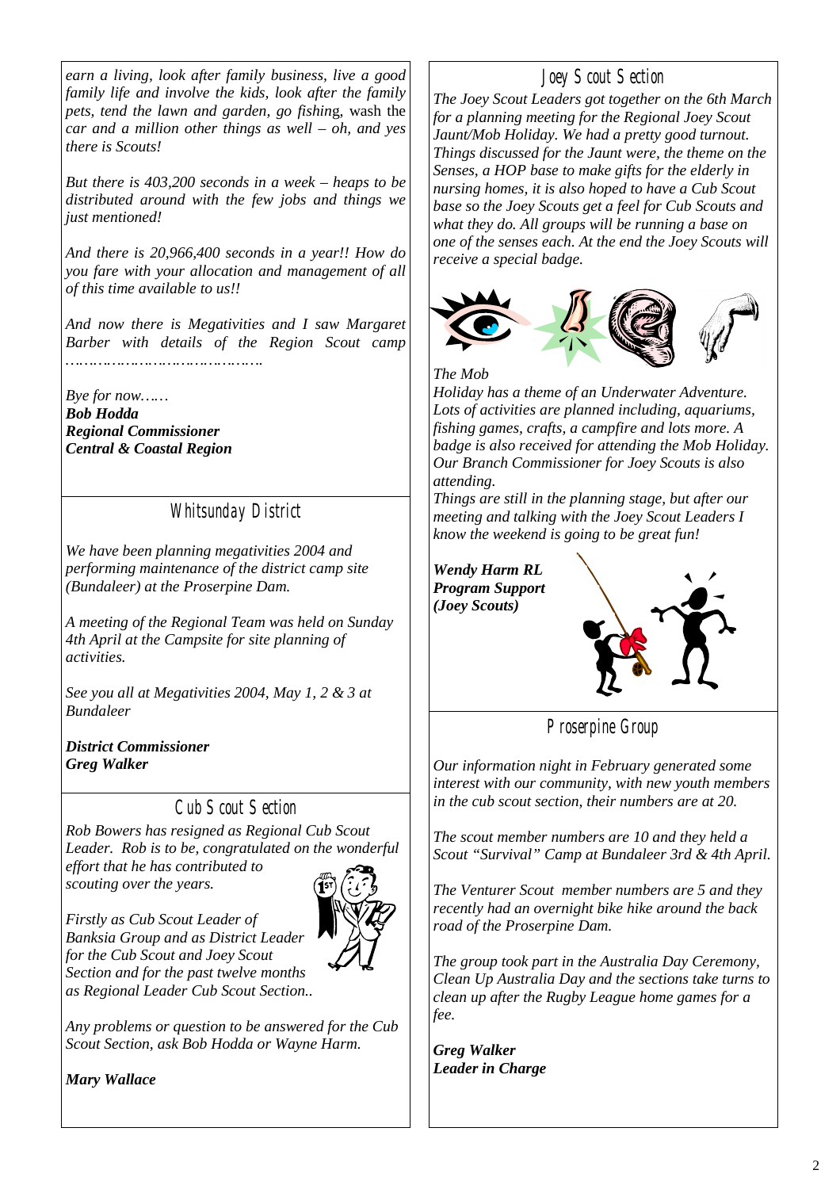*earn a living, look after family business, live a good family life and involve the kids, look after the family pets, tend the lawn and garden, go fishin*g, wash the *car and a million other things as well – oh, and yes there is Scouts!*

*But there is 403,200 seconds in a week – heaps to be distributed around with the few jobs and things we just mentioned!*

*And there is 20,966,400 seconds in a year!! How do you fare with your allocation and management of all of this time available to us!!*

*And now there is Megativities and I saw Margaret Barber with details of the Region Scout camp ……………………………………*

*Bye for now……*
***Bob Hodda***
***Regional Commissioner***
***Central & Coastal Region***

## Whitsunday District

*We have been planning megativities 2004 and performing maintenance of the district camp site (Bundaleer) at the Proserpine Dam.*

*A meeting of the Regional Team was held on Sunday 4th April at the Campsite for site planning of activities.*

*See you all at Megativities 2004, May 1, 2 & 3 at Bundaleer*

***District Commissioner***
***Greg Walker***

## Cub Scout Section

*Rob Bowers has resigned as Regional Cub Scout Leader. Rob is to be, congratulated on the wonderful effort that he has contributed to scouting over the years.*

*Firstly as Cub Scout Leader of Banksia Group and as District Leader for the Cub Scout and Joey Scout Section and for the past twelve months as Regional Leader Cub Scout Section..*

*Any problems or question to be answered for the Cub Scout Section, ask Bob Hodda or Wayne Harm.*

***Mary Wallace***

## Joey Scout Section

*The Joey Scout Leaders got together on the 6th March for a planning meeting for the Regional Joey Scout Jaunt/Mob Holiday. We had a pretty good turnout. Things discussed for the Jaunt were, the theme on the Senses, a HOP base to make gifts for the elderly in nursing homes, it is also hoped to have a Cub Scout base so the Joey Scouts get a feel for Cub Scouts and what they do. All groups will be running a base on one of the senses each. At the end the Joey Scouts will receive a special badge.*

*The Mob Holiday has a theme of an Underwater Adventure. Lots of activities are planned including, aquariums, fishing games, crafts, a campfire and lots more. A badge is also received for attending the Mob Holiday. Our Branch Commissioner for Joey Scouts is also attending.*

*Things are still in the planning stage, but after our meeting and talking with the Joey Scout Leaders I know the weekend is going to be great fun!*

***Wendy Harm RL***
***Program Support***
***(Joey Scouts)***

## Proserpine Group

*Our information night in February generated some interest with our community, with new youth members in the cub scout section, their numbers are at 20.*

*The scout member numbers are 10 and they held a Scout "Survival" Camp at Bundaleer 3rd & 4th April.*

*The Venturer Scout member numbers are 5 and they recently had an overnight bike hike around the back road of the Proserpine Dam.*

*The group took part in the Australia Day Ceremony, Clean Up Australia Day and the sections take turns to clean up after the Rugby League home games for a fee.*

***Greg Walker***
***Leader in Charge***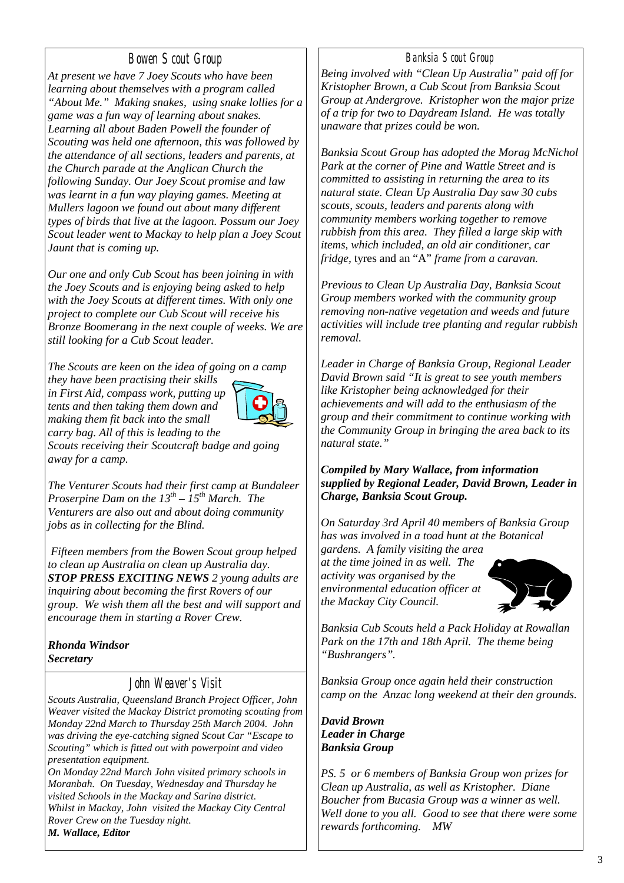## Bowen Scout Group

*At present we have 7 Joey Scouts who have been learning about themselves with a program called "About Me." Making snakes, using snake lollies for a game was a fun way of learning about snakes. Learning all about Baden Powell the founder of Scouting was held one afternoon, this was followed by the attendance of all sections, leaders and parents, at the Church parade at the Anglican Church the following Sunday. Our Joey Scout promise and law was learnt in a fun way playing games. Meeting at Mullers lagoon we found out about many different types of birds that live at the lagoon. Possum our Joey Scout leader went to Mackay to help plan a Joey Scout Jaunt that is coming up.*

*Our one and only Cub Scout has been joining in with the Joey Scouts and is enjoying being asked to help with the Joey Scouts at different times. With only one project to complete our Cub Scout will receive his Bronze Boomerang in the next couple of weeks. We are still looking for a Cub Scout leader.*

*The Scouts are keen on the idea of going on a camp they have been practising their skills in First Aid, compass work, putting up tents and then taking them down and making them fit back into the small carry bag. All of this is leading to the Scouts receiving their Scoutcraft badge and going away for a camp.*

*The Venturer Scouts had their first camp at Bundaleer Proserpine Dam on the 13th – 15th March. The Venturers are also out and about doing community jobs as in collecting for the Blind.*

*Fifteen members from the Bowen Scout group helped to clean up Australia on clean up Australia day.* ***STOP PRESS EXCITING NEWS*** *2 young adults are inquiring about becoming the first Rovers of our group. We wish them all the best and will support and encourage them in starting a Rover Crew.*

***Rhonda Windsor***
***Secretary***

## John Weaver's Visit

*Scouts Australia, Queensland Branch Project Officer, John Weaver visited the Mackay District promoting scouting from Monday 22nd March to Thursday 25th March 2004. John was driving the eye-catching signed Scout Car "Escape to Scouting" which is fitted out with powerpoint and video presentation equipment.*

*On Monday 22nd March John visited primary schools in Moranbah. On Tuesday, Wednesday and Thursday he visited Schools in the Mackay and Sarina district.*

*Whilst in Mackay, John visited the Mackay City Central Rover Crew on the Tuesday night.*

***M. Wallace, Editor***

## Banksia Scout Group

*Being involved with "Clean Up Australia" paid off for Kristopher Brown, a Cub Scout from Banksia Scout Group at Andergrove. Kristopher won the major prize of a trip for two to Daydream Island. He was totally unaware that prizes could be won.*

*Banksia Scout Group has adopted the Morag McNichol Park at the corner of Pine and Wattle Street and is committed to assisting in returning the area to its natural state. Clean Up Australia Day saw 30 cubs scouts, scouts, leaders and parents along with community members working together to remove rubbish from this area. They filled a large skip with items, which included, an old air conditioner, car fridge,* tyres and an "A" *frame from a caravan.*

*Previous to Clean Up Australia Day, Banksia Scout Group members worked with the community group removing non-native vegetation and weeds and future activities will include tree planting and regular rubbish removal.*

*Leader in Charge of Banksia Group, Regional Leader David Brown said "It is great to see youth members like Kristopher being acknowledged for their achievements and will add to the enthusiasm of the group and their commitment to continue working with the Community Group in bringing the area back to its natural state."*

***Compiled by Mary Wallace, from information supplied by Regional Leader, David Brown, Leader in Charge, Banksia Scout Group.***

*On Saturday 3rd April 40 members of Banksia Group has was involved in a toad hunt at the Botanical gardens. A family visiting the area at the time joined in as well. The activity was organised by the environmental education officer at the Mackay City Council.*

*Banksia Cub Scouts held a Pack Holiday at Rowallan Park on the 17th and 18th April. The theme being "Bushrangers".*

*Banksia Group once again held their construction camp on the Anzac long weekend at their den grounds.*

***David Brown***
***Leader in Charge***
***Banksia Group***

*PS. 5 or 6 members of Banksia Group won prizes for Clean up Australia, as well as Kristopher. Diane Boucher from Bucasia Group was a winner as well. Well done to you all. Good to see that there were some rewards forthcoming. MW*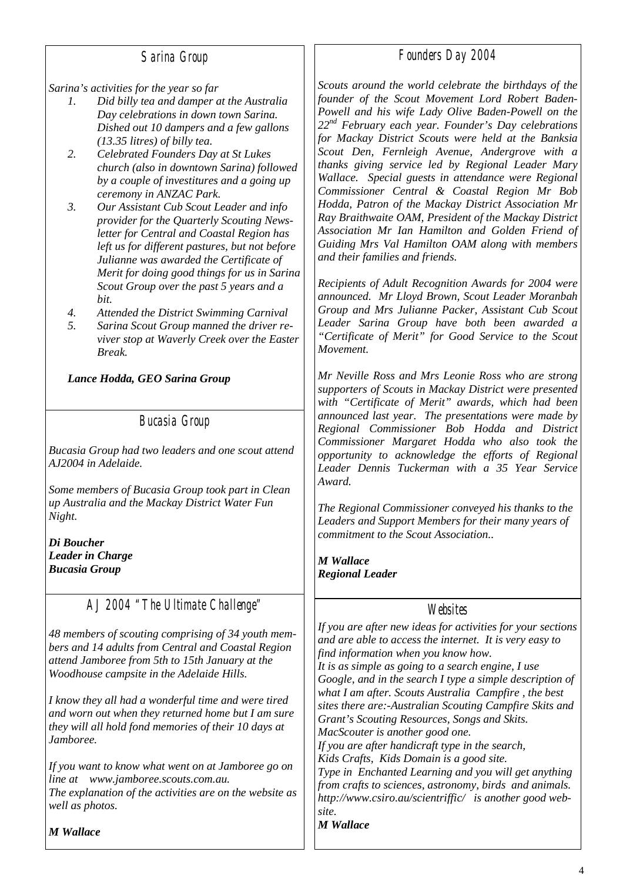## Sarina Group

*Sarina's activities for the year so far*

1. *Did billy tea and damper at the Australia Day celebrations in down town Sarina. Dished out 10 dampers and a few gallons (13.35 litres) of billy tea.*
2. *Celebrated Founders Day at St Lukes church (also in downtown Sarina) followed by a couple of investitures and a going up ceremony in ANZAC Park.*
3. *Our Assistant Cub Scout Leader and info provider for the Quarterly Scouting Newsletter for Central and Coastal Region has left us for different pastures, but not before Julianne was awarded the Certificate of Merit for doing good things for us in Sarina Scout Group over the past 5 years and a bit.*
4. *Attended the District Swimming Carnival*
5. *Sarina Scout Group manned the driver reviver stop at Waverly Creek over the Easter Break.*

***Lance Hodda, GEO Sarina Group***

## Bucasia Group

*Bucasia Group had two leaders and one scout attend AJ2004 in Adelaide.*

*Some members of Bucasia Group took part in Clean up Australia and the Mackay District Water Fun Night.*

***Di Boucher***
***Leader in Charge***
***Bucasia Group***

## AJ 2004 "The Ultimate Challenge"

*48 members of scouting comprising of 34 youth members and 14 adults from Central and Coastal Region attend Jamboree from 5th to 15th January at the Woodhouse campsite in the Adelaide Hills.*

*I know they all had a wonderful time and were tired and worn out when they returned home but I am sure they will all hold fond memories of their 10 days at Jamboree.*

*If you want to know what went on at Jamboree go on line at www.jamboree.scouts.com.au.*
*The explanation of the activities are on the website as well as photos.*

***M Wallace***

## Founders Day 2004

*Scouts around the world celebrate the birthdays of the founder of the Scout Movement Lord Robert Baden-Powell and his wife Lady Olive Baden-Powell on the 22nd February each year. Founder's Day celebrations for Mackay District Scouts were held at the Banksia Scout Den, Fernleigh Avenue, Andergrove with a thanks giving service led by Regional Leader Mary Wallace. Special guests in attendance were Regional Commissioner Central & Coastal Region Mr Bob Hodda, Patron of the Mackay District Association Mr Ray Braithwaite OAM, President of the Mackay District Association Mr Ian Hamilton and Golden Friend of Guiding Mrs Val Hamilton OAM along with members and their families and friends.*

*Recipients of Adult Recognition Awards for 2004 were announced. Mr Lloyd Brown, Scout Leader Moranbah Group and Mrs Julianne Packer, Assistant Cub Scout Leader Sarina Group have both been awarded a "Certificate of Merit" for Good Service to the Scout Movement.*

*Mr Neville Ross and Mrs Leonie Ross who are strong supporters of Scouts in Mackay District were presented with "Certificate of Merit" awards, which had been announced last year. The presentations were made by Regional Commissioner Bob Hodda and District Commissioner Margaret Hodda who also took the opportunity to acknowledge the efforts of Regional Leader Dennis Tuckerman with a 35 Year Service Award.*

*The Regional Commissioner conveyed his thanks to the Leaders and Support Members for their many years of commitment to the Scout Association..*

***M Wallace***
***Regional Leader***

## Websites

*If you are after new ideas for activities for your sections and are able to access the internet. It is very easy to find information when you know how.*
*It is as simple as going to a search engine, I use Google, and in the search I type a simple description of what I am after. Scouts Australia Campfire , the best sites there are:-Australian Scouting Campfire Skits and Grant's Scouting Resources, Songs and Skits.*
*MacScouter is another good one.*
*If you are after handicraft type in the search,*
*Kids Crafts, Kids Domain is a good site.*
*Type in Enchanted Learning and you will get anything from crafts to sciences, astronomy, birds and animals.*
*http://www.csiro.au/scientriffic/ is another good website.*
***M Wallace***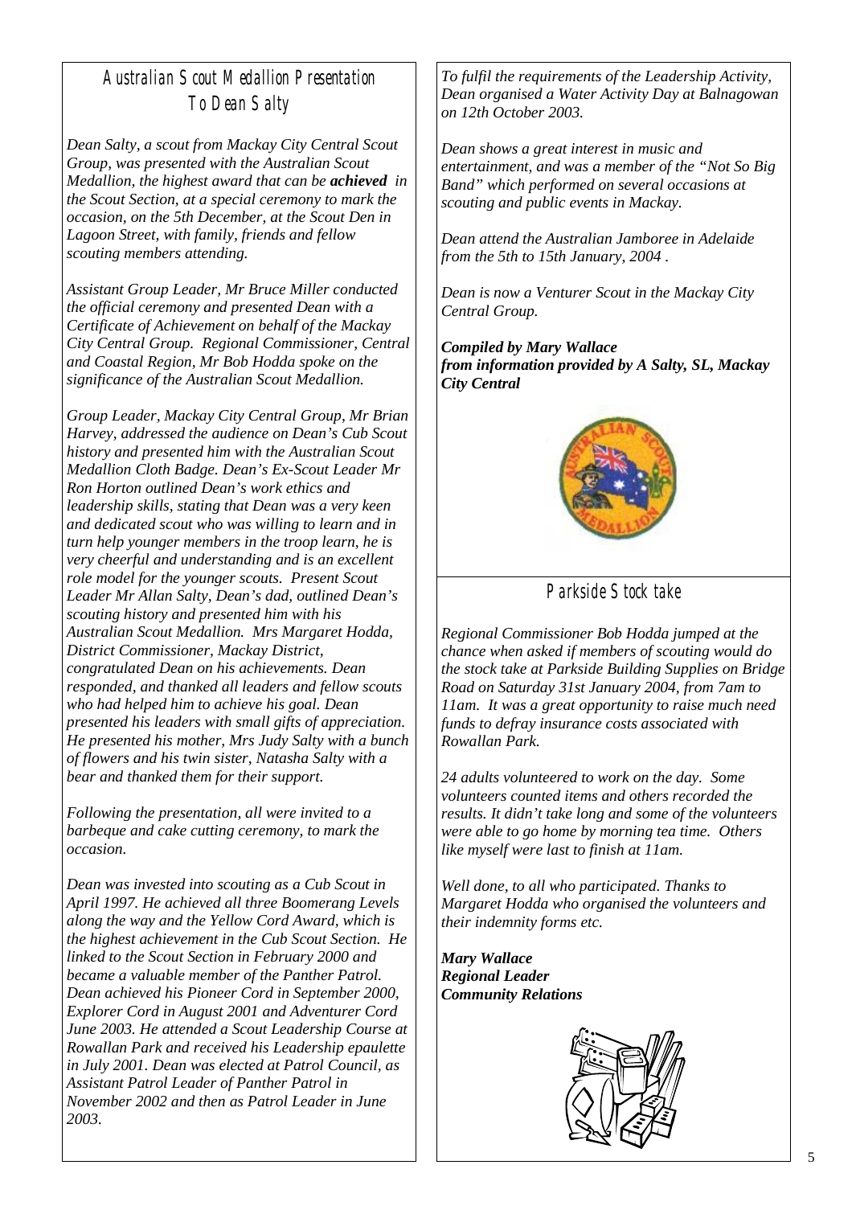## *Australian Scout Medallion Presentation To Dean Salty*

*Dean Salty, a scout from Mackay City Central Scout Group, was presented with the Australian Scout Medallion, the highest award that can be* ***achieved*** *in the Scout Section, at a special ceremony to mark the occasion, on the 5th December, at the Scout Den in Lagoon Street, with family, friends and fellow scouting members attending.*

*Assistant Group Leader, Mr Bruce Miller conducted the official ceremony and presented Dean with a Certificate of Achievement on behalf of the Mackay City Central Group. Regional Commissioner, Central and Coastal Region, Mr Bob Hodda spoke on the significance of the Australian Scout Medallion.*

*Group Leader, Mackay City Central Group, Mr Brian Harvey, addressed the audience on Dean's Cub Scout history and presented him with the Australian Scout Medallion Cloth Badge. Dean's Ex-Scout Leader Mr Ron Horton outlined Dean's work ethics and leadership skills, stating that Dean was a very keen and dedicated scout who was willing to learn and in turn help younger members in the troop learn, he is very cheerful and understanding and is an excellent role model for the younger scouts. Present Scout Leader Mr Allan Salty, Dean's dad, outlined Dean's scouting history and presented him with his Australian Scout Medallion. Mrs Margaret Hodda, District Commissioner, Mackay District, congratulated Dean on his achievements. Dean responded, and thanked all leaders and fellow scouts who had helped him to achieve his goal. Dean presented his leaders with small gifts of appreciation. He presented his mother, Mrs Judy Salty with a bunch of flowers and his twin sister, Natasha Salty with a bear and thanked them for their support.*

*Following the presentation, all were invited to a barbeque and cake cutting ceremony, to mark the occasion.*

*Dean was invested into scouting as a Cub Scout in April 1997. He achieved all three Boomerang Levels along the way and the Yellow Cord Award, which is the highest achievement in the Cub Scout Section. He linked to the Scout Section in February 2000 and became a valuable member of the Panther Patrol. Dean achieved his Pioneer Cord in September 2000, Explorer Cord in August 2001 and Adventurer Cord June 2003. He attended a Scout Leadership Course at Rowallan Park and received his Leadership epaulette in July 2001. Dean was elected at Patrol Council, as Assistant Patrol Leader of Panther Patrol in November 2002 and then as Patrol Leader in June 2003.*

*To fulfil the requirements of the Leadership Activity, Dean organised a Water Activity Day at Balnagowan on 12th October 2003.*

*Dean shows a great interest in music and entertainment, and was a member of the "Not So Big Band" which performed on several occasions at scouting and public events in Mackay.*

*Dean attend the Australian Jamboree in Adelaide from the 5th to 15th January, 2004 .*

*Dean is now a Venturer Scout in the Mackay City Central Group.*

***Compiled by Mary Wallace***
***from information provided by A Salty, SL, Mackay City Central***

## *Parkside Stock take*

*Regional Commissioner Bob Hodda jumped at the chance when asked if members of scouting would do the stock take at Parkside Building Supplies on Bridge Road on Saturday 31st January 2004, from 7am to 11am. It was a great opportunity to raise much need funds to defray insurance costs associated with Rowallan Park.*

*24 adults volunteered to work on the day. Some volunteers counted items and others recorded the results. It didn't take long and some of the volunteers were able to go home by morning tea time. Others like myself were last to finish at 11am.*

*Well done, to all who participated. Thanks to Margaret Hodda who organised the volunteers and their indemnity forms etc.*

***Mary Wallace***
***Regional Leader***
***Community Relations***